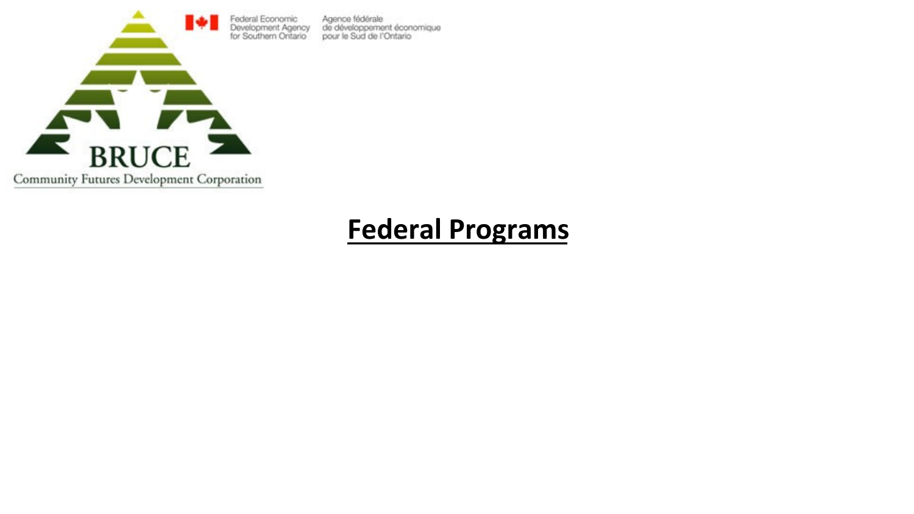BRUCE

Community Futures Development Corporation

Federal Economic Development Agency for Southern Ontario

Agence fédérale de développement économique pour le Sud de l'Ontario

# Federal Programs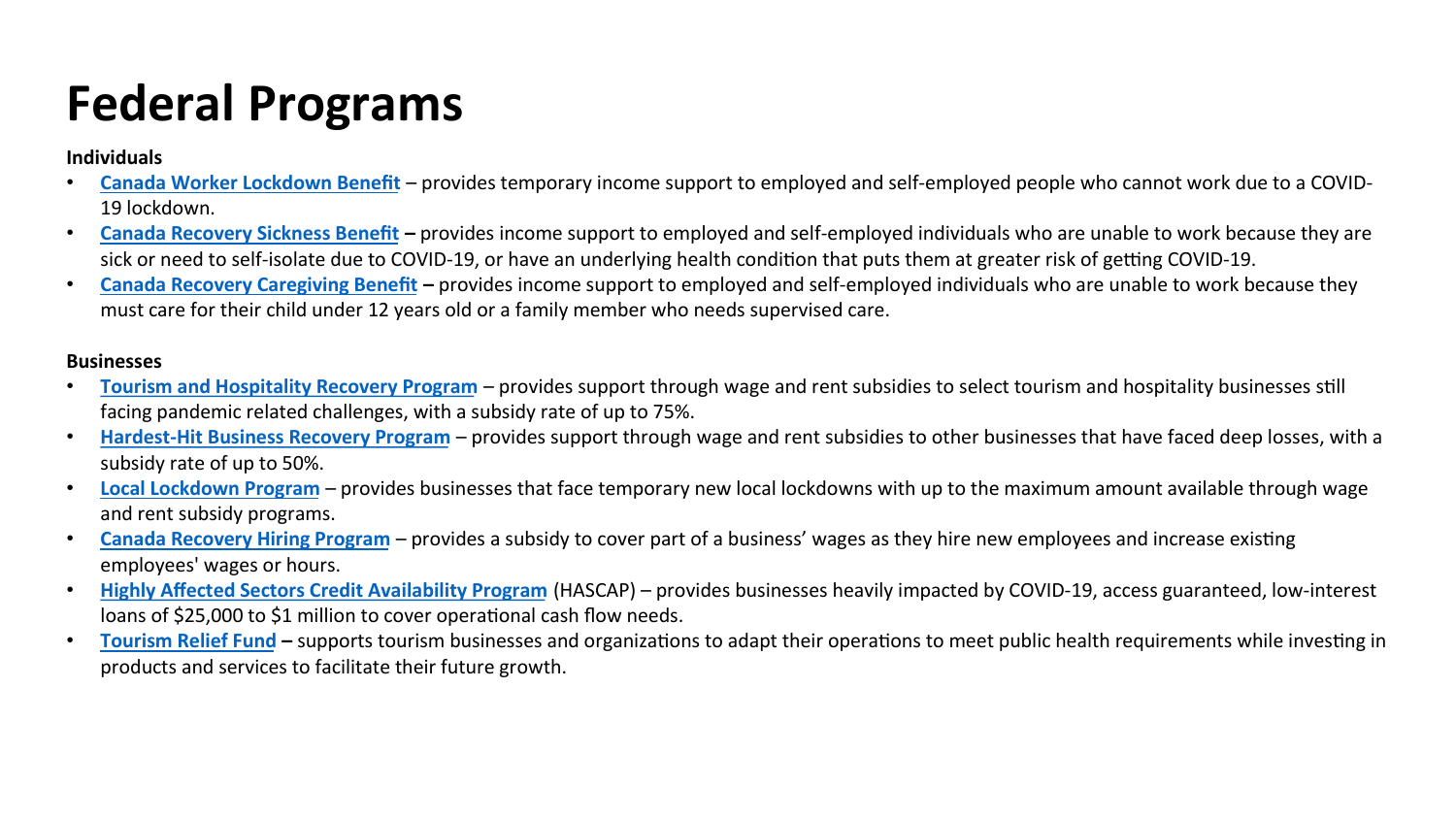# Federal Programs

**Individuals**

- **Canada Worker Lockdown Benefit** – provides temporary income support to employed and self-employed people who cannot work due to a COVID-19 lockdown.
- **Canada Recovery Sickness Benefit** **–** provides income support to employed and self-employed individuals who are unable to work because they are sick or need to self-isolate due to COVID-19, or have an underlying health condition that puts them at greater risk of getting COVID-19.
- **Canada Recovery Caregiving Benefit** **–** provides income support to employed and self-employed individuals who are unable to work because they must care for their child under 12 years old or a family member who needs supervised care.

**Businesses**

- **Tourism and Hospitality Recovery Program** – provides support through wage and rent subsidies to select tourism and hospitality businesses still facing pandemic related challenges, with a subsidy rate of up to 75%.
- **Hardest-Hit Business Recovery Program** – provides support through wage and rent subsidies to other businesses that have faced deep losses, with a subsidy rate of up to 50%.
- **Local Lockdown Program** – provides businesses that face temporary new local lockdowns with up to the maximum amount available through wage and rent subsidy programs.
- **Canada Recovery Hiring Program** – provides a subsidy to cover part of a business' wages as they hire new employees and increase existing employees' wages or hours.
- **Highly Affected Sectors Credit Availability Program** (HASCAP) – provides businesses heavily impacted by COVID-19, access guaranteed, low-interest loans of $25,000 to $1 million to cover operational cash flow needs.
- **Tourism Relief Fund** **–** supports tourism businesses and organizations to adapt their operations to meet public health requirements while investing in products and services to facilitate their future growth.